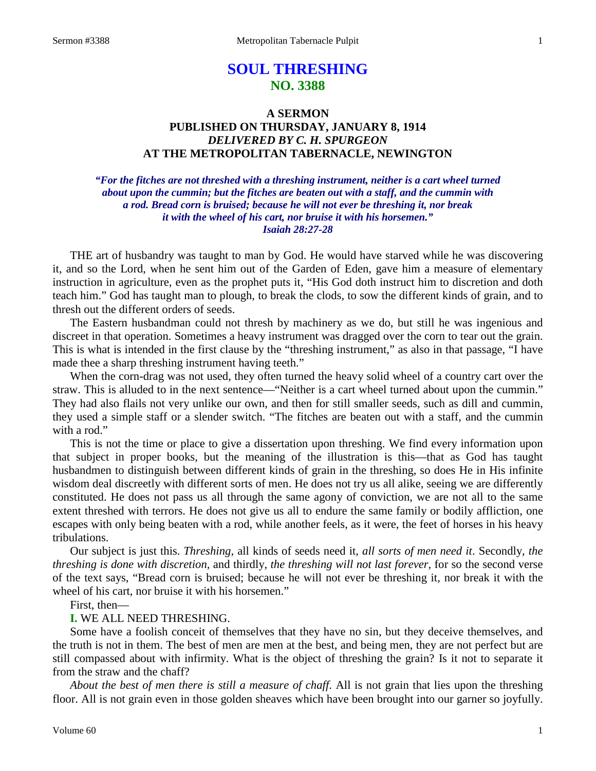# SOUL THRESHING
## NO. 3388

### A SERMON
### PUBLISHED ON THURSDAY, JANUARY 8, 1914
### *DELIVERED BY C. H. SPURGEON*
### AT THE METROPOLITAN TABERNACLE, NEWINGTON

***"For the fitches are not threshed with a threshing instrument, neither is a cart wheel turned about upon the cummin; but the fitches are beaten out with a staff, and the cummin with a rod. Bread corn is bruised; because he will not ever be threshing it, nor break it with the wheel of his cart, nor bruise it with his horsemen." Isaiah 28:27-28***

THE art of husbandry was taught to man by God. He would have starved while he was discovering it, and so the Lord, when he sent him out of the Garden of Eden, gave him a measure of elementary instruction in agriculture, even as the prophet puts it, "His God doth instruct him to discretion and doth teach him." God has taught man to plough, to break the clods, to sow the different kinds of grain, and to thresh out the different orders of seeds.

The Eastern husbandman could not thresh by machinery as we do, but still he was ingenious and discreet in that operation. Sometimes a heavy instrument was dragged over the corn to tear out the grain. This is what is intended in the first clause by the "threshing instrument," as also in that passage, "I have made thee a sharp threshing instrument having teeth."

When the corn-drag was not used, they often turned the heavy solid wheel of a country cart over the straw. This is alluded to in the next sentence—"Neither is a cart wheel turned about upon the cummin." They had also flails not very unlike our own, and then for still smaller seeds, such as dill and cummin, they used a simple staff or a slender switch. "The fitches are beaten out with a staff, and the cummin with a rod."

This is not the time or place to give a dissertation upon threshing. We find every information upon that subject in proper books, but the meaning of the illustration is this—that as God has taught husbandmen to distinguish between different kinds of grain in the threshing, so does He in His infinite wisdom deal discreetly with different sorts of men. He does not try us all alike, seeing we are differently constituted. He does not pass us all through the same agony of conviction, we are not all to the same extent threshed with terrors. He does not give us all to endure the same family or bodily affliction, one escapes with only being beaten with a rod, while another feels, as it were, the feet of horses in his heavy tribulations.

Our subject is just this. *Threshing,* all kinds of seeds need it, *all sorts of men need it*. Secondly, *the threshing is done with discretion,* and thirdly, *the threshing will not last forever*, for so the second verse of the text says, "Bread corn is bruised; because he will not ever be threshing it, nor break it with the wheel of his cart, nor bruise it with his horsemen."

First, then—

**I.** WE ALL NEED THRESHING.

Some have a foolish conceit of themselves that they have no sin, but they deceive themselves, and the truth is not in them. The best of men are men at the best, and being men, they are not perfect but are still compassed about with infirmity. What is the object of threshing the grain? Is it not to separate it from the straw and the chaff?

*About the best of men there is still a measure of chaff.* All is not grain that lies upon the threshing floor. All is not grain even in those golden sheaves which have been brought into our garner so joyfully.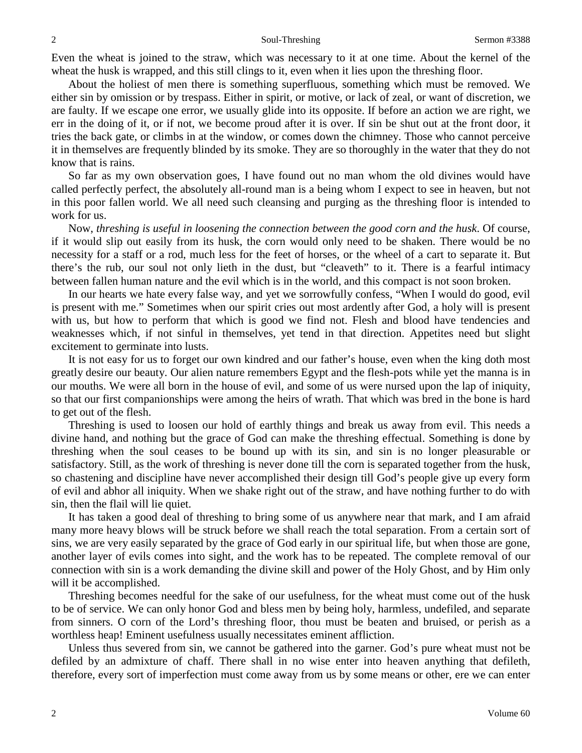Even the wheat is joined to the straw, which was necessary to it at one time. About the kernel of the wheat the husk is wrapped, and this still clings to it, even when it lies upon the threshing floor.

About the holiest of men there is something superfluous, something which must be removed. We either sin by omission or by trespass. Either in spirit, or motive, or lack of zeal, or want of discretion, we are faulty. If we escape one error, we usually glide into its opposite. If before an action we are right, we err in the doing of it, or if not, we become proud after it is over. If sin be shut out at the front door, it tries the back gate, or climbs in at the window, or comes down the chimney. Those who cannot perceive it in themselves are frequently blinded by its smoke. They are so thoroughly in the water that they do not know that is rains.

So far as my own observation goes, I have found out no man whom the old divines would have called perfectly perfect, the absolutely all-round man is a being whom I expect to see in heaven, but not in this poor fallen world. We all need such cleansing and purging as the threshing floor is intended to work for us.

Now, *threshing is useful in loosening the connection between the good corn and the husk*. Of course, if it would slip out easily from its husk, the corn would only need to be shaken. There would be no necessity for a staff or a rod, much less for the feet of horses, or the wheel of a cart to separate it. But there's the rub, our soul not only lieth in the dust, but "cleaveth" to it. There is a fearful intimacy between fallen human nature and the evil which is in the world, and this compact is not soon broken.

In our hearts we hate every false way, and yet we sorrowfully confess, "When I would do good, evil is present with me." Sometimes when our spirit cries out most ardently after God, a holy will is present with us, but how to perform that which is good we find not. Flesh and blood have tendencies and weaknesses which, if not sinful in themselves, yet tend in that direction. Appetites need but slight excitement to germinate into lusts.

It is not easy for us to forget our own kindred and our father's house, even when the king doth most greatly desire our beauty. Our alien nature remembers Egypt and the flesh-pots while yet the manna is in our mouths. We were all born in the house of evil, and some of us were nursed upon the lap of iniquity, so that our first companionships were among the heirs of wrath. That which was bred in the bone is hard to get out of the flesh.

Threshing is used to loosen our hold of earthly things and break us away from evil. This needs a divine hand, and nothing but the grace of God can make the threshing effectual. Something is done by threshing when the soul ceases to be bound up with its sin, and sin is no longer pleasurable or satisfactory. Still, as the work of threshing is never done till the corn is separated together from the husk, so chastening and discipline have never accomplished their design till God's people give up every form of evil and abhor all iniquity. When we shake right out of the straw, and have nothing further to do with sin, then the flail will lie quiet.

It has taken a good deal of threshing to bring some of us anywhere near that mark, and I am afraid many more heavy blows will be struck before we shall reach the total separation. From a certain sort of sins, we are very easily separated by the grace of God early in our spiritual life, but when those are gone, another layer of evils comes into sight, and the work has to be repeated. The complete removal of our connection with sin is a work demanding the divine skill and power of the Holy Ghost, and by Him only will it be accomplished.

Threshing becomes needful for the sake of our usefulness, for the wheat must come out of the husk to be of service. We can only honor God and bless men by being holy, harmless, undefiled, and separate from sinners. O corn of the Lord's threshing floor, thou must be beaten and bruised, or perish as a worthless heap! Eminent usefulness usually necessitates eminent affliction.

Unless thus severed from sin, we cannot be gathered into the garner. God's pure wheat must not be defiled by an admixture of chaff. There shall in no wise enter into heaven anything that defileth, therefore, every sort of imperfection must come away from us by some means or other, ere we can enter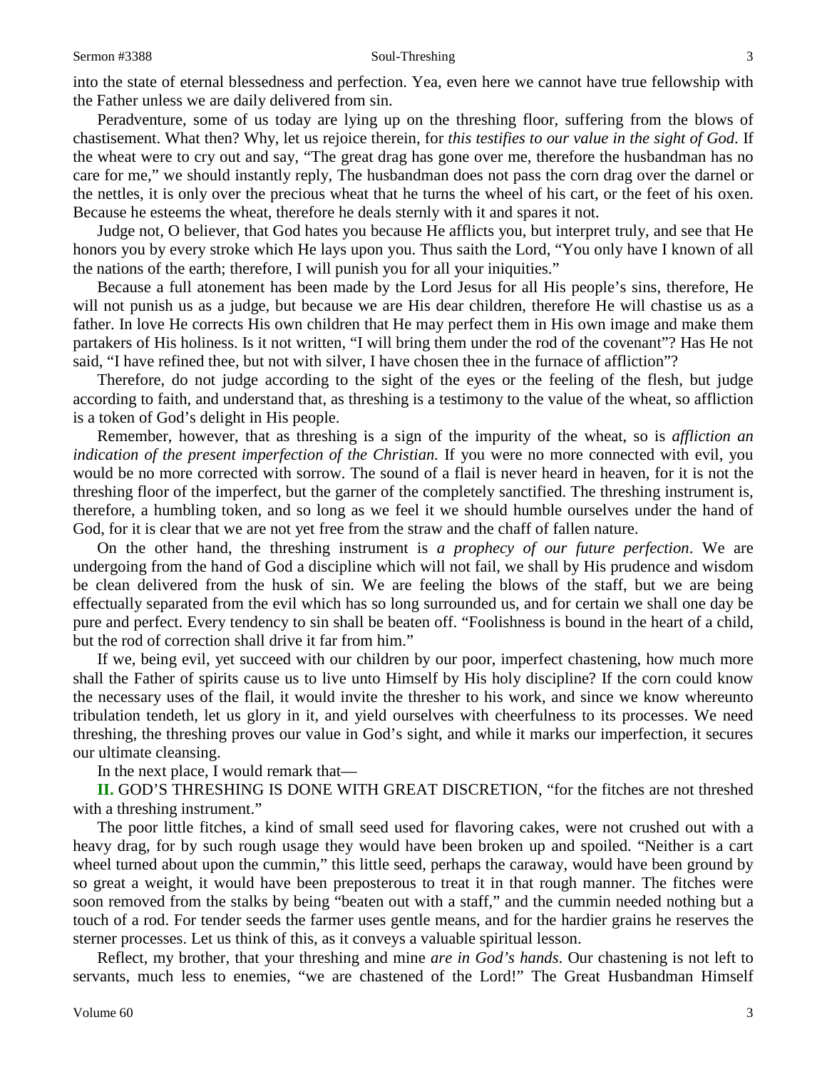into the state of eternal blessedness and perfection. Yea, even here we cannot have true fellowship with the Father unless we are daily delivered from sin.

Peradventure, some of us today are lying up on the threshing floor, suffering from the blows of chastisement. What then? Why, let us rejoice therein, for *this testifies to our value in the sight of God*. If the wheat were to cry out and say, "The great drag has gone over me, therefore the husbandman has no care for me," we should instantly reply, The husbandman does not pass the corn drag over the darnel or the nettles, it is only over the precious wheat that he turns the wheel of his cart, or the feet of his oxen. Because he esteems the wheat, therefore he deals sternly with it and spares it not.

Judge not, O believer, that God hates you because He afflicts you, but interpret truly, and see that He honors you by every stroke which He lays upon you. Thus saith the Lord, "You only have I known of all the nations of the earth; therefore, I will punish you for all your iniquities."

Because a full atonement has been made by the Lord Jesus for all His people's sins, therefore, He will not punish us as a judge, but because we are His dear children, therefore He will chastise us as a father. In love He corrects His own children that He may perfect them in His own image and make them partakers of His holiness. Is it not written, "I will bring them under the rod of the covenant"? Has He not said, "I have refined thee, but not with silver, I have chosen thee in the furnace of affliction"?

Therefore, do not judge according to the sight of the eyes or the feeling of the flesh, but judge according to faith, and understand that, as threshing is a testimony to the value of the wheat, so affliction is a token of God's delight in His people.

Remember, however, that as threshing is a sign of the impurity of the wheat, so is *affliction an indication of the present imperfection of the Christian*. If you were no more connected with evil, you would be no more corrected with sorrow. The sound of a flail is never heard in heaven, for it is not the threshing floor of the imperfect, but the garner of the completely sanctified. The threshing instrument is, therefore, a humbling token, and so long as we feel it we should humble ourselves under the hand of God, for it is clear that we are not yet free from the straw and the chaff of fallen nature.

On the other hand, the threshing instrument is *a prophecy of our future perfection*. We are undergoing from the hand of God a discipline which will not fail, we shall by His prudence and wisdom be clean delivered from the husk of sin. We are feeling the blows of the staff, but we are being effectually separated from the evil which has so long surrounded us, and for certain we shall one day be pure and perfect. Every tendency to sin shall be beaten off. "Foolishness is bound in the heart of a child, but the rod of correction shall drive it far from him."

If we, being evil, yet succeed with our children by our poor, imperfect chastening, how much more shall the Father of spirits cause us to live unto Himself by His holy discipline? If the corn could know the necessary uses of the flail, it would invite the thresher to his work, and since we know whereunto tribulation tendeth, let us glory in it, and yield ourselves with cheerfulness to its processes. We need threshing, the threshing proves our value in God's sight, and while it marks our imperfection, it secures our ultimate cleansing.

In the next place, I would remark that—

**II.** GOD'S THRESHING IS DONE WITH GREAT DISCRETION, "for the fitches are not threshed with a threshing instrument."

The poor little fitches, a kind of small seed used for flavoring cakes, were not crushed out with a heavy drag, for by such rough usage they would have been broken up and spoiled. "Neither is a cart wheel turned about upon the cummin," this little seed, perhaps the caraway, would have been ground by so great a weight, it would have been preposterous to treat it in that rough manner. The fitches were soon removed from the stalks by being "beaten out with a staff," and the cummin needed nothing but a touch of a rod. For tender seeds the farmer uses gentle means, and for the hardier grains he reserves the sterner processes. Let us think of this, as it conveys a valuable spiritual lesson.

Reflect, my brother, that your threshing and mine *are in God's hands*. Our chastening is not left to servants, much less to enemies, "we are chastened of the Lord!" The Great Husbandman Himself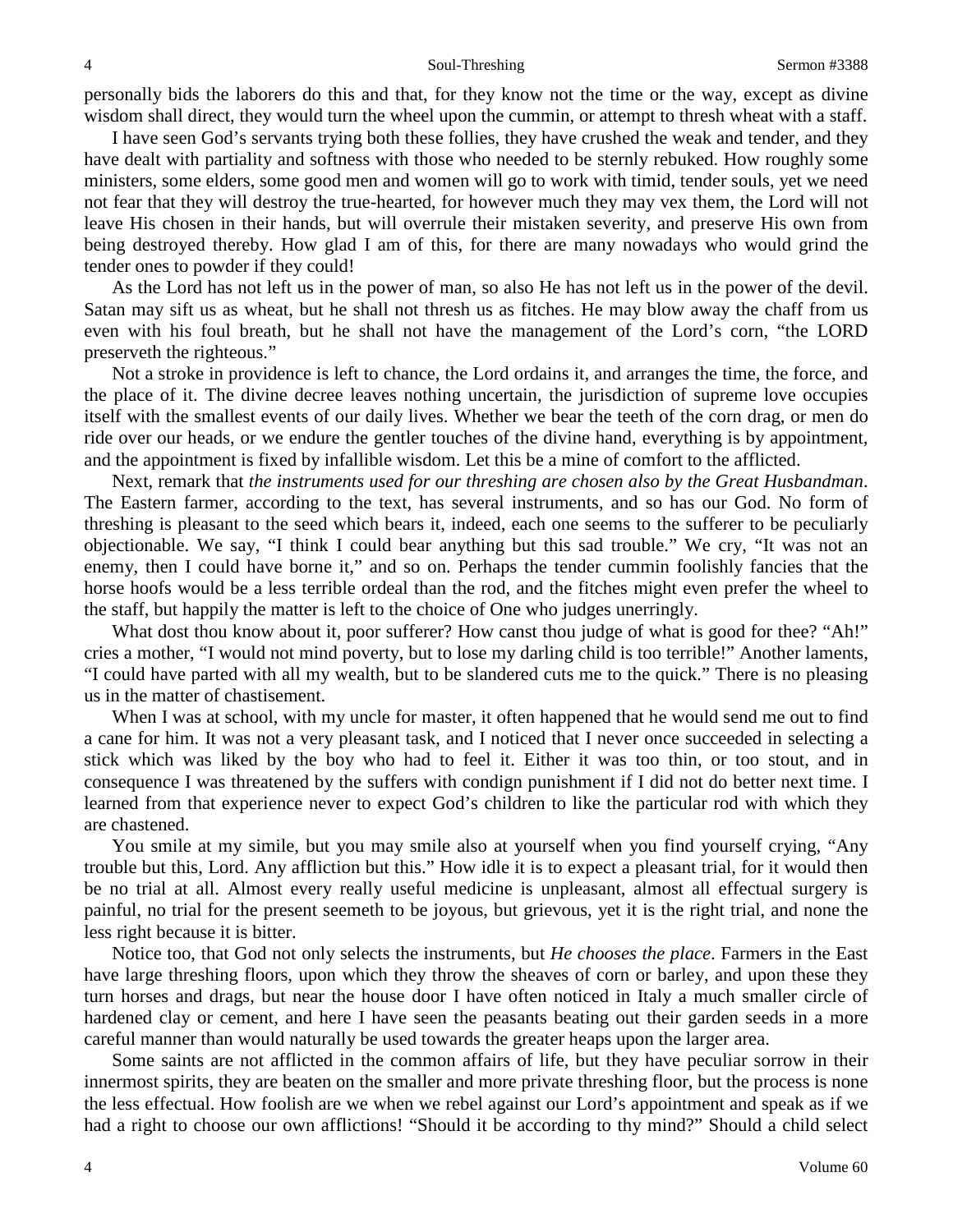personally bids the laborers do this and that, for they know not the time or the way, except as divine wisdom shall direct, they would turn the wheel upon the cummin, or attempt to thresh wheat with a staff.

I have seen God's servants trying both these follies, they have crushed the weak and tender, and they have dealt with partiality and softness with those who needed to be sternly rebuked. How roughly some ministers, some elders, some good men and women will go to work with timid, tender souls, yet we need not fear that they will destroy the true-hearted, for however much they may vex them, the Lord will not leave His chosen in their hands, but will overrule their mistaken severity, and preserve His own from being destroyed thereby. How glad I am of this, for there are many nowadays who would grind the tender ones to powder if they could!

As the Lord has not left us in the power of man, so also He has not left us in the power of the devil. Satan may sift us as wheat, but he shall not thresh us as fitches. He may blow away the chaff from us even with his foul breath, but he shall not have the management of the Lord's corn, "the LORD preserveth the righteous."

Not a stroke in providence is left to chance, the Lord ordains it, and arranges the time, the force, and the place of it. The divine decree leaves nothing uncertain, the jurisdiction of supreme love occupies itself with the smallest events of our daily lives. Whether we bear the teeth of the corn drag, or men do ride over our heads, or we endure the gentler touches of the divine hand, everything is by appointment, and the appointment is fixed by infallible wisdom. Let this be a mine of comfort to the afflicted.

Next, remark that *the instruments used for our threshing are chosen also by the Great Husbandman*. The Eastern farmer, according to the text, has several instruments, and so has our God. No form of threshing is pleasant to the seed which bears it, indeed, each one seems to the sufferer to be peculiarly objectionable. We say, "I think I could bear anything but this sad trouble." We cry, "It was not an enemy, then I could have borne it," and so on. Perhaps the tender cummin foolishly fancies that the horse hoofs would be a less terrible ordeal than the rod, and the fitches might even prefer the wheel to the staff, but happily the matter is left to the choice of One who judges unerringly.

What dost thou know about it, poor sufferer? How canst thou judge of what is good for thee? "Ah!" cries a mother, "I would not mind poverty, but to lose my darling child is too terrible!" Another laments, "I could have parted with all my wealth, but to be slandered cuts me to the quick." There is no pleasing us in the matter of chastisement.

When I was at school, with my uncle for master, it often happened that he would send me out to find a cane for him. It was not a very pleasant task, and I noticed that I never once succeeded in selecting a stick which was liked by the boy who had to feel it. Either it was too thin, or too stout, and in consequence I was threatened by the suffers with condign punishment if I did not do better next time. I learned from that experience never to expect God's children to like the particular rod with which they are chastened.

You smile at my simile, but you may smile also at yourself when you find yourself crying, "Any trouble but this, Lord. Any affliction but this." How idle it is to expect a pleasant trial, for it would then be no trial at all. Almost every really useful medicine is unpleasant, almost all effectual surgery is painful, no trial for the present seemeth to be joyous, but grievous, yet it is the right trial, and none the less right because it is bitter.

Notice too, that God not only selects the instruments, but *He chooses the place*. Farmers in the East have large threshing floors, upon which they throw the sheaves of corn or barley, and upon these they turn horses and drags, but near the house door I have often noticed in Italy a much smaller circle of hardened clay or cement, and here I have seen the peasants beating out their garden seeds in a more careful manner than would naturally be used towards the greater heaps upon the larger area.

Some saints are not afflicted in the common affairs of life, but they have peculiar sorrow in their innermost spirits, they are beaten on the smaller and more private threshing floor, but the process is none the less effectual. How foolish are we when we rebel against our Lord's appointment and speak as if we had a right to choose our own afflictions! "Should it be according to thy mind?" Should a child select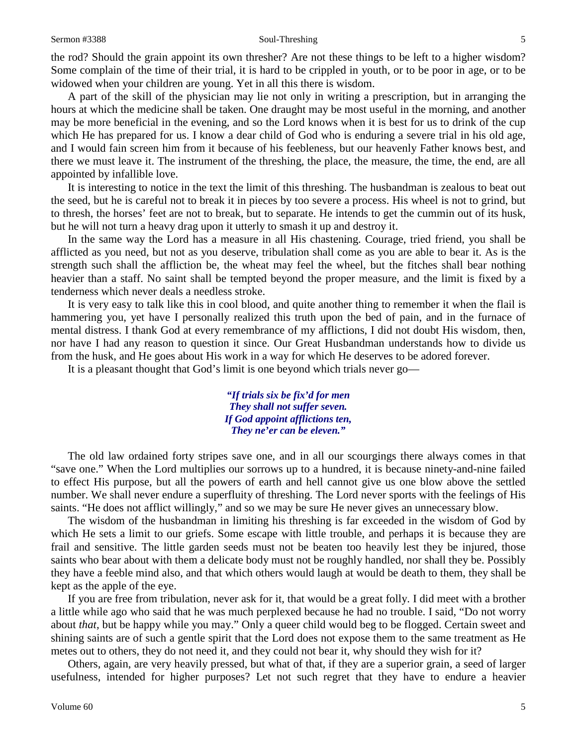the rod? Should the grain appoint its own thresher? Are not these things to be left to a higher wisdom? Some complain of the time of their trial, it is hard to be crippled in youth, or to be poor in age, or to be widowed when your children are young. Yet in all this there is wisdom.

A part of the skill of the physician may lie not only in writing a prescription, but in arranging the hours at which the medicine shall be taken. One draught may be most useful in the morning, and another may be more beneficial in the evening, and so the Lord knows when it is best for us to drink of the cup which He has prepared for us. I know a dear child of God who is enduring a severe trial in his old age, and I would fain screen him from it because of his feebleness, but our heavenly Father knows best, and there we must leave it. The instrument of the threshing, the place, the measure, the time, the end, are all appointed by infallible love.

It is interesting to notice in the text the limit of this threshing. The husbandman is zealous to beat out the seed, but he is careful not to break it in pieces by too severe a process. His wheel is not to grind, but to thresh, the horses' feet are not to break, but to separate. He intends to get the cummin out of its husk, but he will not turn a heavy drag upon it utterly to smash it up and destroy it.

In the same way the Lord has a measure in all His chastening. Courage, tried friend, you shall be afflicted as you need, but not as you deserve, tribulation shall come as you are able to bear it. As is the strength such shall the affliction be, the wheat may feel the wheel, but the fitches shall bear nothing heavier than a staff. No saint shall be tempted beyond the proper measure, and the limit is fixed by a tenderness which never deals a needless stroke.

It is very easy to talk like this in cool blood, and quite another thing to remember it when the flail is hammering you, yet have I personally realized this truth upon the bed of pain, and in the furnace of mental distress. I thank God at every remembrance of my afflictions, I did not doubt His wisdom, then, nor have I had any reason to question it since. Our Great Husbandman understands how to divide us from the husk, and He goes about His work in a way for which He deserves to be adored forever.

It is a pleasant thought that God's limit is one beyond which trials never go—

*"If trials six be fix'd for men*
*They shall not suffer seven.*
*If God appoint afflictions ten,*
*They ne'er can be eleven."*

The old law ordained forty stripes save one, and in all our scourgings there always comes in that "save one." When the Lord multiplies our sorrows up to a hundred, it is because ninety-and-nine failed to effect His purpose, but all the powers of earth and hell cannot give us one blow above the settled number. We shall never endure a superfluity of threshing. The Lord never sports with the feelings of His saints. "He does not afflict willingly," and so we may be sure He never gives an unnecessary blow.

The wisdom of the husbandman in limiting his threshing is far exceeded in the wisdom of God by which He sets a limit to our griefs. Some escape with little trouble, and perhaps it is because they are frail and sensitive. The little garden seeds must not be beaten too heavily lest they be injured, those saints who bear about with them a delicate body must not be roughly handled, nor shall they be. Possibly they have a feeble mind also, and that which others would laugh at would be death to them, they shall be kept as the apple of the eye.

If you are free from tribulation, never ask for it, that would be a great folly. I did meet with a brother a little while ago who said that he was much perplexed because he had no trouble. I said, "Do not worry about *that,* but be happy while you may." Only a queer child would beg to be flogged. Certain sweet and shining saints are of such a gentle spirit that the Lord does not expose them to the same treatment as He metes out to others, they do not need it, and they could not bear it, why should they wish for it?

Others, again, are very heavily pressed, but what of that, if they are a superior grain, a seed of larger usefulness, intended for higher purposes? Let not such regret that they have to endure a heavier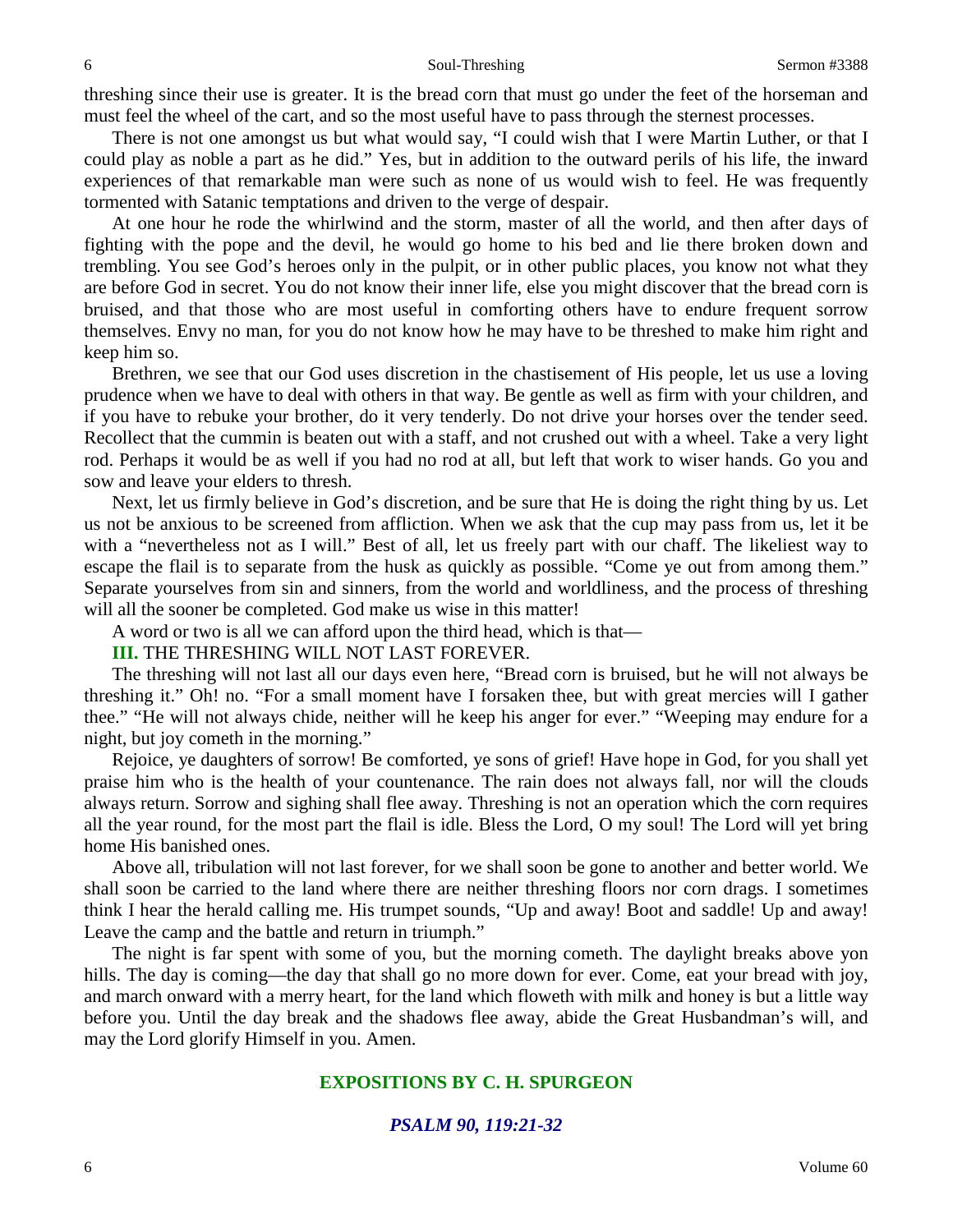threshing since their use is greater. It is the bread corn that must go under the feet of the horseman and must feel the wheel of the cart, and so the most useful have to pass through the sternest processes.

There is not one amongst us but what would say, "I could wish that I were Martin Luther, or that I could play as noble a part as he did." Yes, but in addition to the outward perils of his life, the inward experiences of that remarkable man were such as none of us would wish to feel. He was frequently tormented with Satanic temptations and driven to the verge of despair.

At one hour he rode the whirlwind and the storm, master of all the world, and then after days of fighting with the pope and the devil, he would go home to his bed and lie there broken down and trembling. You see God's heroes only in the pulpit, or in other public places, you know not what they are before God in secret. You do not know their inner life, else you might discover that the bread corn is bruised, and that those who are most useful in comforting others have to endure frequent sorrow themselves. Envy no man, for you do not know how he may have to be threshed to make him right and keep him so.

Brethren, we see that our God uses discretion in the chastisement of His people, let us use a loving prudence when we have to deal with others in that way. Be gentle as well as firm with your children, and if you have to rebuke your brother, do it very tenderly. Do not drive your horses over the tender seed. Recollect that the cummin is beaten out with a staff, and not crushed out with a wheel. Take a very light rod. Perhaps it would be as well if you had no rod at all, but left that work to wiser hands. Go you and sow and leave your elders to thresh.

Next, let us firmly believe in God's discretion, and be sure that He is doing the right thing by us. Let us not be anxious to be screened from affliction. When we ask that the cup may pass from us, let it be with a "nevertheless not as I will." Best of all, let us freely part with our chaff. The likeliest way to escape the flail is to separate from the husk as quickly as possible. "Come ye out from among them." Separate yourselves from sin and sinners, from the world and worldliness, and the process of threshing will all the sooner be completed. God make us wise in this matter!

A word or two is all we can afford upon the third head, which is that—

**III.** THE THRESHING WILL NOT LAST FOREVER.

The threshing will not last all our days even here, "Bread corn is bruised, but he will not always be threshing it." Oh! no. "For a small moment have I forsaken thee, but with great mercies will I gather thee." "He will not always chide, neither will he keep his anger for ever." "Weeping may endure for a night, but joy cometh in the morning."

Rejoice, ye daughters of sorrow! Be comforted, ye sons of grief! Have hope in God, for you shall yet praise him who is the health of your countenance. The rain does not always fall, nor will the clouds always return. Sorrow and sighing shall flee away. Threshing is not an operation which the corn requires all the year round, for the most part the flail is idle. Bless the Lord, O my soul! The Lord will yet bring home His banished ones.

Above all, tribulation will not last forever, for we shall soon be gone to another and better world. We shall soon be carried to the land where there are neither threshing floors nor corn drags. I sometimes think I hear the herald calling me. His trumpet sounds, "Up and away! Boot and saddle! Up and away! Leave the camp and the battle and return in triumph."

The night is far spent with some of you, but the morning cometh. The daylight breaks above yon hills. The day is coming—the day that shall go no more down for ever. Come, eat your bread with joy, and march onward with a merry heart, for the land which floweth with milk and honey is but a little way before you. Until the day break and the shadows flee away, abide the Great Husbandman's will, and may the Lord glorify Himself in you. Amen.

## EXPOSITIONS BY C. H. SPURGEON

### *PSALM 90, 119:21-32*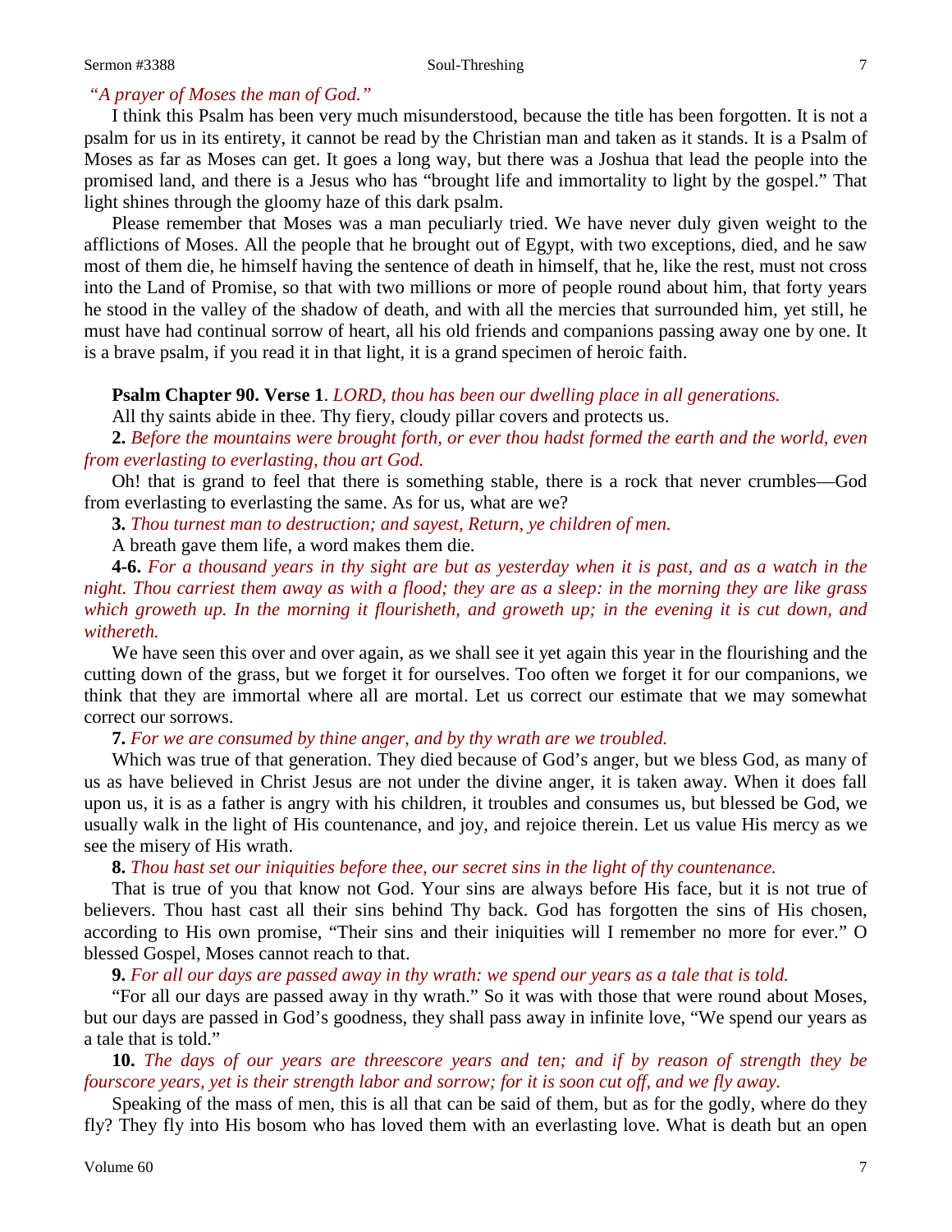*"A prayer of Moses the man of God."*

I think this Psalm has been very much misunderstood, because the title has been forgotten. It is not a psalm for us in its entirety, it cannot be read by the Christian man and taken as it stands. It is a Psalm of Moses as far as Moses can get. It goes a long way, but there was a Joshua that lead the people into the promised land, and there is a Jesus who has "brought life and immortality to light by the gospel." That light shines through the gloomy haze of this dark psalm.

Please remember that Moses was a man peculiarly tried. We have never duly given weight to the afflictions of Moses. All the people that he brought out of Egypt, with two exceptions, died, and he saw most of them die, he himself having the sentence of death in himself, that he, like the rest, must not cross into the Land of Promise, so that with two millions or more of people round about him, that forty years he stood in the valley of the shadow of death, and with all the mercies that surrounded him, yet still, he must have had continual sorrow of heart, all his old friends and companions passing away one by one. It is a brave psalm, if you read it in that light, it is a grand specimen of heroic faith.

**Psalm Chapter 90. Verse 1**. *LORD, thou has been our dwelling place in all generations.*

All thy saints abide in thee. Thy fiery, cloudy pillar covers and protects us.

**2.** *Before the mountains were brought forth, or ever thou hadst formed the earth and the world, even from everlasting to everlasting, thou art God.*

Oh! that is grand to feel that there is something stable, there is a rock that never crumbles—God from everlasting to everlasting the same. As for us, what are we?

**3.** *Thou turnest man to destruction; and sayest, Return, ye children of men.*

A breath gave them life, a word makes them die.

**4-6.** *For a thousand years in thy sight are but as yesterday when it is past, and as a watch in the night. Thou carriest them away as with a flood; they are as a sleep: in the morning they are like grass which groweth up. In the morning it flourisheth, and groweth up; in the evening it is cut down, and withereth.*

We have seen this over and over again, as we shall see it yet again this year in the flourishing and the cutting down of the grass, but we forget it for ourselves. Too often we forget it for our companions, we think that they are immortal where all are mortal. Let us correct our estimate that we may somewhat correct our sorrows.

**7.** *For we are consumed by thine anger, and by thy wrath are we troubled.*

Which was true of that generation. They died because of God's anger, but we bless God, as many of us as have believed in Christ Jesus are not under the divine anger, it is taken away. When it does fall upon us, it is as a father is angry with his children, it troubles and consumes us, but blessed be God, we usually walk in the light of His countenance, and joy, and rejoice therein. Let us value His mercy as we see the misery of His wrath.

**8.** *Thou hast set our iniquities before thee, our secret sins in the light of thy countenance.*

That is true of you that know not God. Your sins are always before His face, but it is not true of believers. Thou hast cast all their sins behind Thy back. God has forgotten the sins of His chosen, according to His own promise, "Their sins and their iniquities will I remember no more for ever." O blessed Gospel, Moses cannot reach to that.

**9.** *For all our days are passed away in thy wrath: we spend our years as a tale that is told.*

"For all our days are passed away in thy wrath." So it was with those that were round about Moses, but our days are passed in God's goodness, they shall pass away in infinite love, "We spend our years as a tale that is told."

**10.** *The days of our years are threescore years and ten; and if by reason of strength they be fourscore years, yet is their strength labor and sorrow; for it is soon cut off, and we fly away.*

Speaking of the mass of men, this is all that can be said of them, but as for the godly, where do they fly? They fly into His bosom who has loved them with an everlasting love. What is death but an open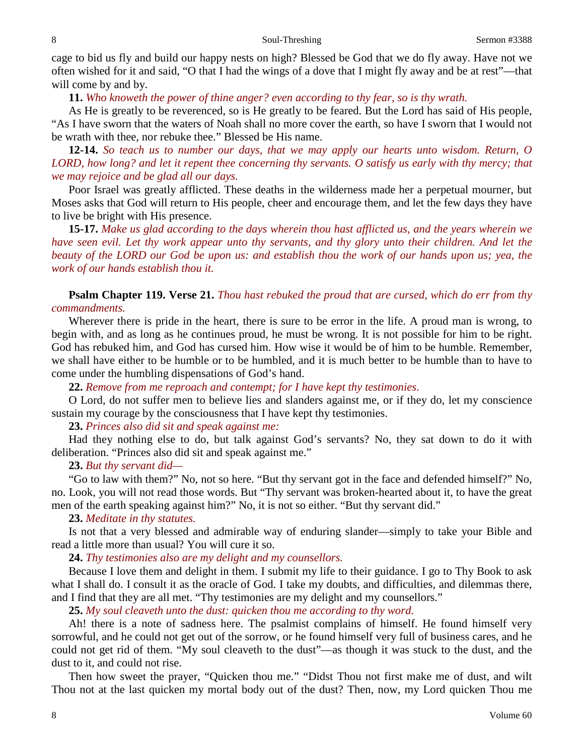cage to bid us fly and build our happy nests on high? Blessed be God that we do fly away. Have not we often wished for it and said, "O that I had the wings of a dove that I might fly away and be at rest"—that will come by and by.

**11.** *Who knoweth the power of thine anger? even according to thy fear, so is thy wrath.*

As He is greatly to be reverenced, so is He greatly to be feared. But the Lord has said of His people, "As I have sworn that the waters of Noah shall no more cover the earth, so have I sworn that I would not be wrath with thee, nor rebuke thee." Blessed be His name.

**12-14.** *So teach us to number our days, that we may apply our hearts unto wisdom. Return, O LORD, how long? and let it repent thee concerning thy servants. O satisfy us early with thy mercy; that we may rejoice and be glad all our days.*

Poor Israel was greatly afflicted. These deaths in the wilderness made her a perpetual mourner, but Moses asks that God will return to His people, cheer and encourage them, and let the few days they have to live be bright with His presence.

**15-17.** *Make us glad according to the days wherein thou hast afflicted us, and the years wherein we have seen evil. Let thy work appear unto thy servants, and thy glory unto their children. And let the beauty of the LORD our God be upon us: and establish thou the work of our hands upon us; yea, the work of our hands establish thou it.*

**Psalm Chapter 119. Verse 21.** *Thou hast rebuked the proud that are cursed, which do err from thy commandments.*

Wherever there is pride in the heart, there is sure to be error in the life. A proud man is wrong, to begin with, and as long as he continues proud, he must be wrong. It is not possible for him to be right. God has rebuked him, and God has cursed him. How wise it would be of him to be humble. Remember, we shall have either to be humble or to be humbled, and it is much better to be humble than to have to come under the humbling dispensations of God's hand.

**22.** *Remove from me reproach and contempt; for I have kept thy testimonies.*

O Lord, do not suffer men to believe lies and slanders against me, or if they do, let my conscience sustain my courage by the consciousness that I have kept thy testimonies.

**23.** *Princes also did sit and speak against me:*

Had they nothing else to do, but talk against God's servants? No, they sat down to do it with deliberation. "Princes also did sit and speak against me."

**23.** *But thy servant did—*

"Go to law with them?" No, not so here. "But thy servant got in the face and defended himself?" No, no. Look, you will not read those words. But "Thy servant was broken-hearted about it, to have the great men of the earth speaking against him?" No, it is not so either. "But thy servant did."

**23.** *Meditate in thy statutes.*

Is not that a very blessed and admirable way of enduring slander—simply to take your Bible and read a little more than usual? You will cure it so.

**24.** *Thy testimonies also are my delight and my counsellors.*

Because I love them and delight in them. I submit my life to their guidance. I go to Thy Book to ask what I shall do. I consult it as the oracle of God. I take my doubts, and difficulties, and dilemmas there, and I find that they are all met. "Thy testimonies are my delight and my counsellors."

**25.** *My soul cleaveth unto the dust: quicken thou me according to thy word.*

Ah! there is a note of sadness here. The psalmist complains of himself. He found himself very sorrowful, and he could not get out of the sorrow, or he found himself very full of business cares, and he could not get rid of them. "My soul cleaveth to the dust"—as though it was stuck to the dust, and the dust to it, and could not rise.

Then how sweet the prayer, "Quicken thou me." "Didst Thou not first make me of dust, and wilt Thou not at the last quicken my mortal body out of the dust? Then, now, my Lord quicken Thou me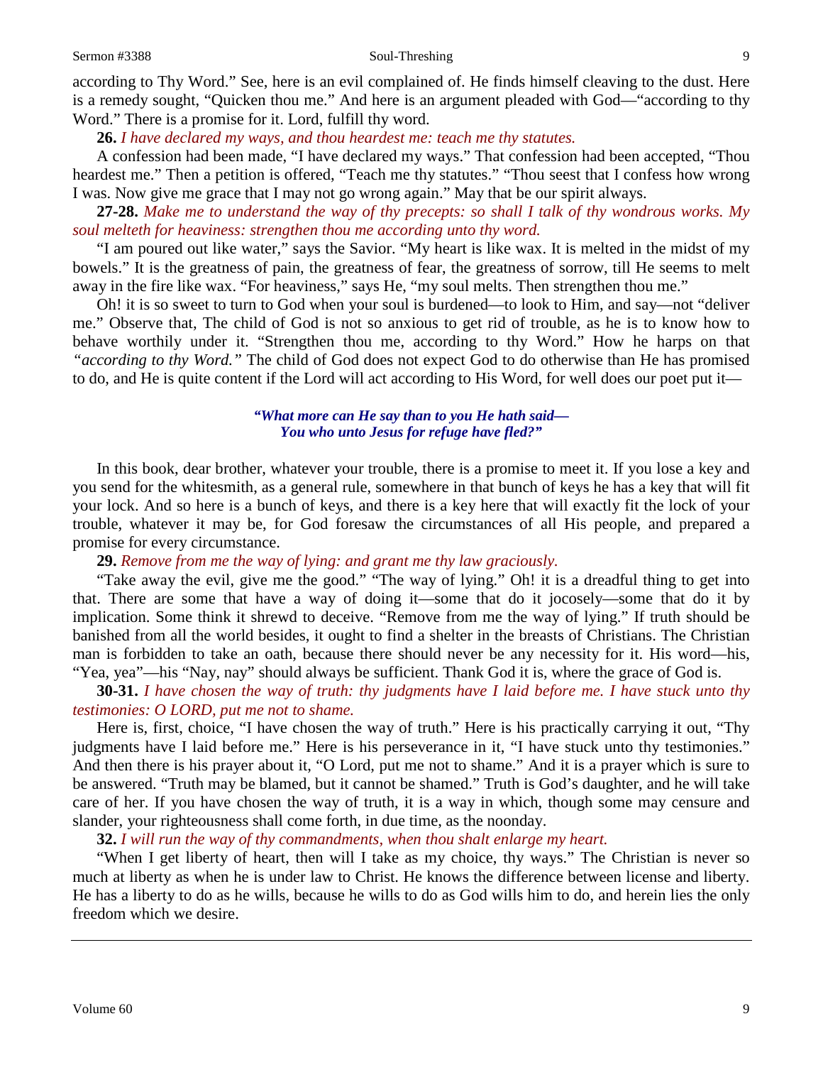according to Thy Word." See, here is an evil complained of. He finds himself cleaving to the dust. Here is a remedy sought, "Quicken thou me." And here is an argument pleaded with God—"according to thy Word." There is a promise for it. Lord, fulfill thy word.

**26.** *I have declared my ways, and thou heardest me: teach me thy statutes.*

A confession had been made, "I have declared my ways." That confession had been accepted, "Thou heardest me." Then a petition is offered, "Teach me thy statutes." "Thou seest that I confess how wrong I was. Now give me grace that I may not go wrong again." May that be our spirit always.

**27-28.** *Make me to understand the way of thy precepts: so shall I talk of thy wondrous works. My soul melteth for heaviness: strengthen thou me according unto thy word.*

"I am poured out like water," says the Savior. "My heart is like wax. It is melted in the midst of my bowels." It is the greatness of pain, the greatness of fear, the greatness of sorrow, till He seems to melt away in the fire like wax. "For heaviness," says He, "my soul melts. Then strengthen thou me."

Oh! it is so sweet to turn to God when your soul is burdened—to look to Him, and say—not "deliver me." Observe that, The child of God is not so anxious to get rid of trouble, as he is to know how to behave worthily under it. "Strengthen thou me, according to thy Word." How he harps on that *"according to thy Word."* The child of God does not expect God to do otherwise than He has promised to do, and He is quite content if the Lord will act according to His Word, for well does our poet put it—

> ***"What more can He say than to you He hath said—***
> ***You who unto Jesus for refuge have fled?"***

In this book, dear brother, whatever your trouble, there is a promise to meet it. If you lose a key and you send for the whitesmith, as a general rule, somewhere in that bunch of keys he has a key that will fit your lock. And so here is a bunch of keys, and there is a key here that will exactly fit the lock of your trouble, whatever it may be, for God foresaw the circumstances of all His people, and prepared a promise for every circumstance.

**29.** *Remove from me the way of lying: and grant me thy law graciously.*

"Take away the evil, give me the good." "The way of lying." Oh! it is a dreadful thing to get into that. There are some that have a way of doing it—some that do it jocosely—some that do it by implication. Some think it shrewd to deceive. "Remove from me the way of lying." If truth should be banished from all the world besides, it ought to find a shelter in the breasts of Christians. The Christian man is forbidden to take an oath, because there should never be any necessity for it. His word—his, "Yea, yea"—his "Nay, nay" should always be sufficient. Thank God it is, where the grace of God is.

**30-31.** *I have chosen the way of truth: thy judgments have I laid before me. I have stuck unto thy testimonies: O LORD, put me not to shame.*

Here is, first, choice, "I have chosen the way of truth." Here is his practically carrying it out, "Thy judgments have I laid before me." Here is his perseverance in it, "I have stuck unto thy testimonies." And then there is his prayer about it, "O Lord, put me not to shame." And it is a prayer which is sure to be answered. "Truth may be blamed, but it cannot be shamed." Truth is God's daughter, and he will take care of her. If you have chosen the way of truth, it is a way in which, though some may censure and slander, your righteousness shall come forth, in due time, as the noonday.

**32.** *I will run the way of thy commandments, when thou shalt enlarge my heart.*

"When I get liberty of heart, then will I take as my choice, thy ways." The Christian is never so much at liberty as when he is under law to Christ. He knows the difference between license and liberty. He has a liberty to do as he wills, because he wills to do as God wills him to do, and herein lies the only freedom which we desire.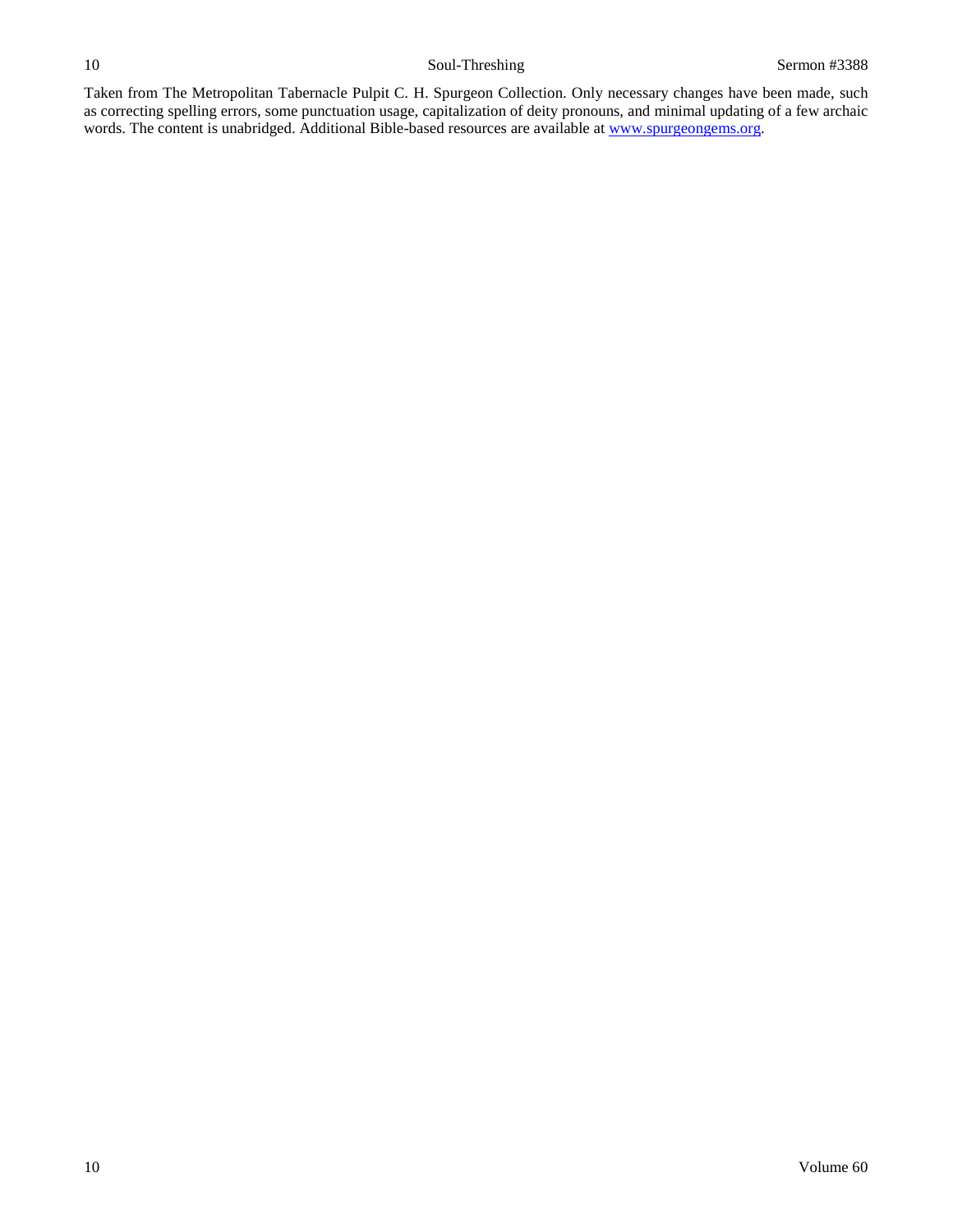Taken from The Metropolitan Tabernacle Pulpit C. H. Spurgeon Collection. Only necessary changes have been made, such as correcting spelling errors, some punctuation usage, capitalization of deity pronouns, and minimal updating of a few archaic words. The content is unabridged. Additional Bible-based resources are available at [www.spurgeongems.org](http://www.spurgeongems.org).